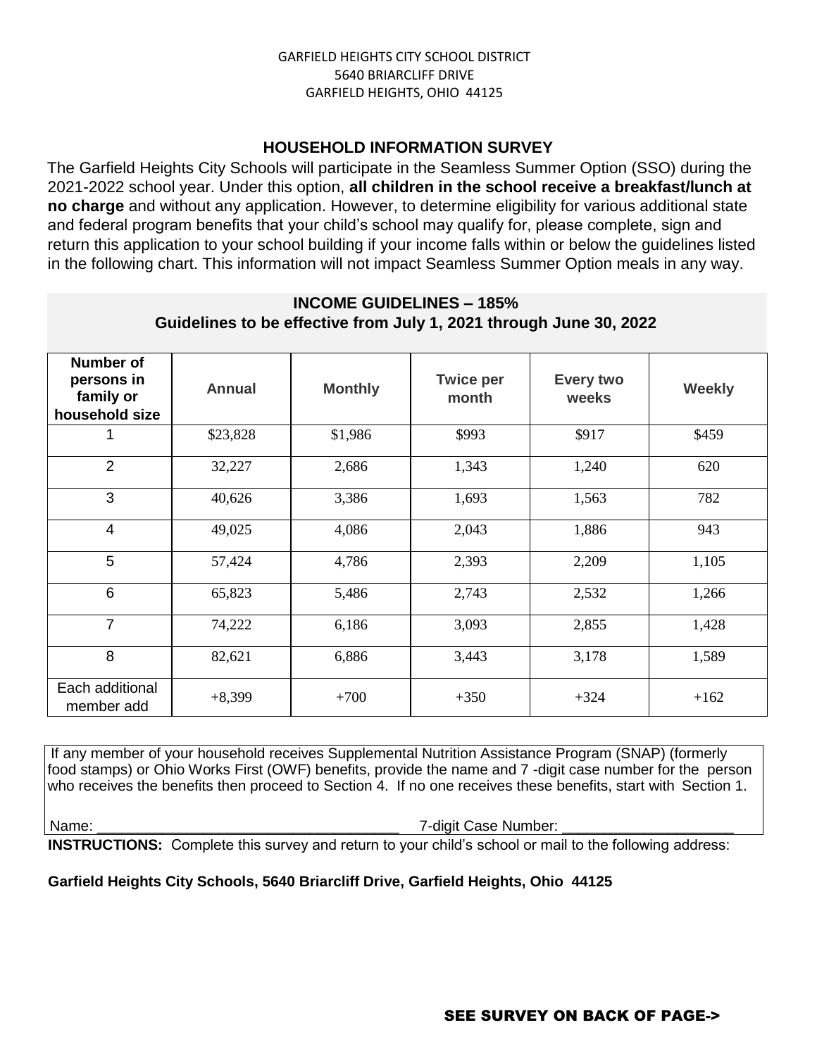GARFIELD HEIGHTS CITY SCHOOL DISTRICT
5640 BRIARCLIFF DRIVE
GARFIELD HEIGHTS, OHIO 44125

## HOUSEHOLD INFORMATION SURVEY

The Garfield Heights City Schools will participate in the Seamless Summer Option (SSO) during the 2021-2022 school year. Under this option, **all children in the school receive a breakfast/lunch at no charge** and without any application. However, to determine eligibility for various additional state and federal program benefits that your child's school may qualify for, please complete, sign and return this application to your school building if your income falls within or below the guidelines listed in the following chart. This information will not impact Seamless Summer Option meals in any way.

### INCOME GUIDELINES – 185%
**Guidelines to be effective from July 1, 2021 through June 30, 2022**

| Number of persons in family or household size | Annual | Monthly | Twice per month | Every two weeks | Weekly |
|---|---|---|---|---|---|
| 1 | $23,828 | $1,986 | $993 | $917 | $459 |
| 2 | 32,227 | 2,686 | 1,343 | 1,240 | 620 |
| 3 | 40,626 | 3,386 | 1,693 | 1,563 | 782 |
| 4 | 49,025 | 4,086 | 2,043 | 1,886 | 943 |
| 5 | 57,424 | 4,786 | 2,393 | 2,209 | 1,105 |
| 6 | 65,823 | 5,486 | 2,743 | 2,532 | 1,266 |
| 7 | 74,222 | 6,186 | 3,093 | 2,855 | 1,428 |
| 8 | 82,621 | 6,886 | 3,443 | 3,178 | 1,589 |
| Each additional member add | +8,399 | +700 | +350 | +324 | +162 |

If any member of your household receives Supplemental Nutrition Assistance Program (SNAP) (formerly food stamps) or Ohio Works First (OWF) benefits, provide the name and 7 -digit case number for the person who receives the benefits then proceed to Section 4. If no one receives these benefits, start with Section 1.

Name: ______________________________________ 7-digit Case Number: _____________________

**INSTRUCTIONS:** Complete this survey and return to your child's school or mail to the following address:

**Garfield Heights City Schools, 5640 Briarcliff Drive, Garfield Heights, Ohio 44125**

SEE SURVEY ON BACK OF PAGE->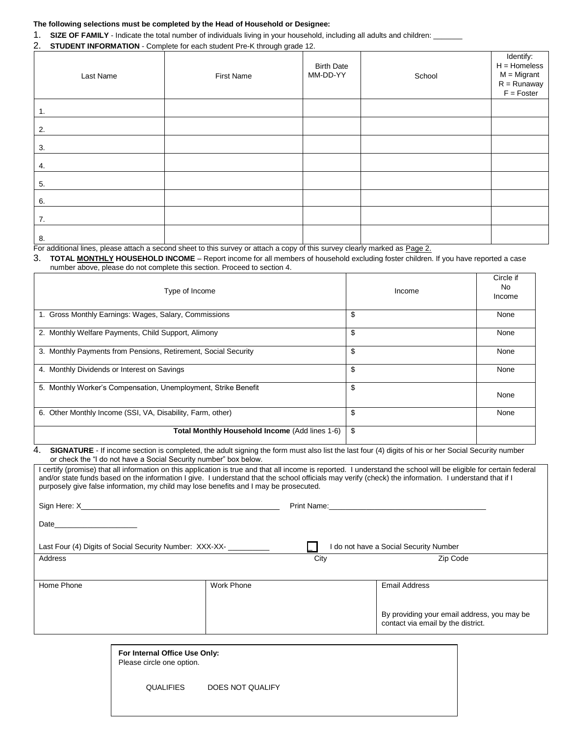**The following selections must be completed by the Head of Household or Designee:**

1. **SIZE OF FAMILY** - Indicate the total number of individuals living in your household, including all adults and children: _______
2. **STUDENT INFORMATION** - Complete for each student Pre-K through grade 12.

| Last Name | First Name | Birth Date MM-DD-YY | School | Identify: H = Homeless M = Migrant R = Runaway F = Foster |
|---|---|---|---|---|
| 1. | | | | |
| 2. | | | | |
| 3. | | | | |
| 4. | | | | |
| 5. | | | | |
| 6. | | | | |
| 7. | | | | |
| 8. | | | | |

For additional lines, please attach a second sheet to this survey or attach a copy of this survey clearly marked as Page 2.

3. **TOTAL MONTHLY HOUSEHOLD INCOME** – Report income for all members of household excluding foster children. If you have reported a case number above, please do not complete this section. Proceed to section 4.

| Type of Income | Income | Circle if No Income |
|---|---|---|
| 1. Gross Monthly Earnings: Wages, Salary, Commissions | $ | None |
| 2. Monthly Welfare Payments, Child Support, Alimony | $ | None |
| 3. Monthly Payments from Pensions, Retirement, Social Security | $ | None |
| 4. Monthly Dividends or Interest on Savings | $ | None |
| 5. Monthly Worker's Compensation, Unemployment, Strike Benefit | $ | None |
| 6. Other Monthly Income (SSI, VA, Disability, Farm, other) | $ | None |
| **Total Monthly Household Income** (Add lines 1-6) | $ | |

4. **SIGNATURE** - If income section is completed, the adult signing the form must also list the last four (4) digits of his or her Social Security number or check the "I do not have a Social Security number" box below.

I certify (promise) that all information on this application is true and that all income is reported. I understand the school will be eligible for certain federal and/or state funds based on the information I give. I understand that the school officials may verify (check) the information. I understand that if I purposely give false information, my child may lose benefits and I may be prosecuted.

Sign Here: X_______________________________________ Print Name:_______________________________________

Date____________________

Last Four (4) Digits of Social Security Number: XXX-XX- __________ ☐ I do not have a Social Security Number

| Address | City | Zip Code |
|---|---|---|
| | | |

| Home Phone | Work Phone | Email Address |
|---|---|---|
| | | By providing your email address, you may be contact via email by the district. |

**For Internal Office Use Only:**
Please circle one option.

QUALIFIES DOES NOT QUALIFY